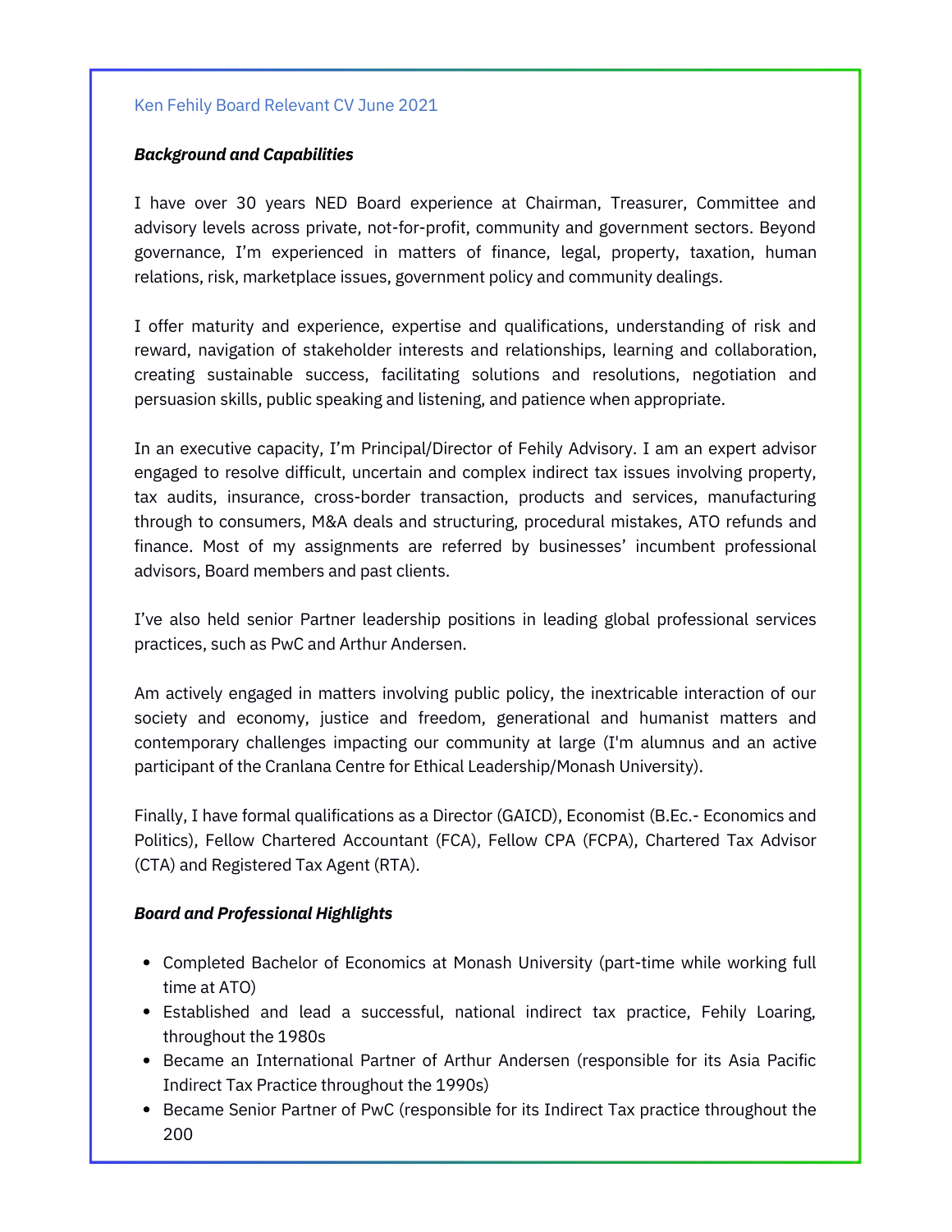Ken Fehily Board Relevant CV June 2021

***Background and Capabilities***

I have over 30 years NED Board experience at Chairman, Treasurer, Committee and advisory levels across private, not-for-profit, community and government sectors. Beyond governance, I'm experienced in matters of finance, legal, property, taxation, human relations, risk, marketplace issues, government policy and community dealings.

I offer maturity and experience, expertise and qualifications, understanding of risk and reward, navigation of stakeholder interests and relationships, learning and collaboration, creating sustainable success, facilitating solutions and resolutions, negotiation and persuasion skills, public speaking and listening, and patience when appropriate.

In an executive capacity, I'm Principal/Director of Fehily Advisory. I am an expert advisor engaged to resolve difficult, uncertain and complex indirect tax issues involving property, tax audits, insurance, cross-border transaction, products and services, manufacturing through to consumers, M&A deals and structuring, procedural mistakes, ATO refunds and finance. Most of my assignments are referred by businesses' incumbent professional advisors, Board members and past clients.

I've also held senior Partner leadership positions in leading global professional services practices, such as PwC and Arthur Andersen.

Am actively engaged in matters involving public policy, the inextricable interaction of our society and economy, justice and freedom, generational and humanist matters and contemporary challenges impacting our community at large (I'm alumnus and an active participant of the Cranlana Centre for Ethical Leadership/Monash University).

Finally, I have formal qualifications as a Director (GAICD), Economist (B.Ec.- Economics and Politics), Fellow Chartered Accountant (FCA), Fellow CPA (FCPA), Chartered Tax Advisor (CTA) and Registered Tax Agent (RTA).

***Board and Professional Highlights***

- Completed Bachelor of Economics at Monash University (part-time while working full time at ATO)
- Established and lead a successful, national indirect tax practice, Fehily Loaring, throughout the 1980s
- Became an International Partner of Arthur Andersen (responsible for its Asia Pacific Indirect Tax Practice throughout the 1990s)
- Became Senior Partner of PwC (responsible for its Indirect Tax practice throughout the 200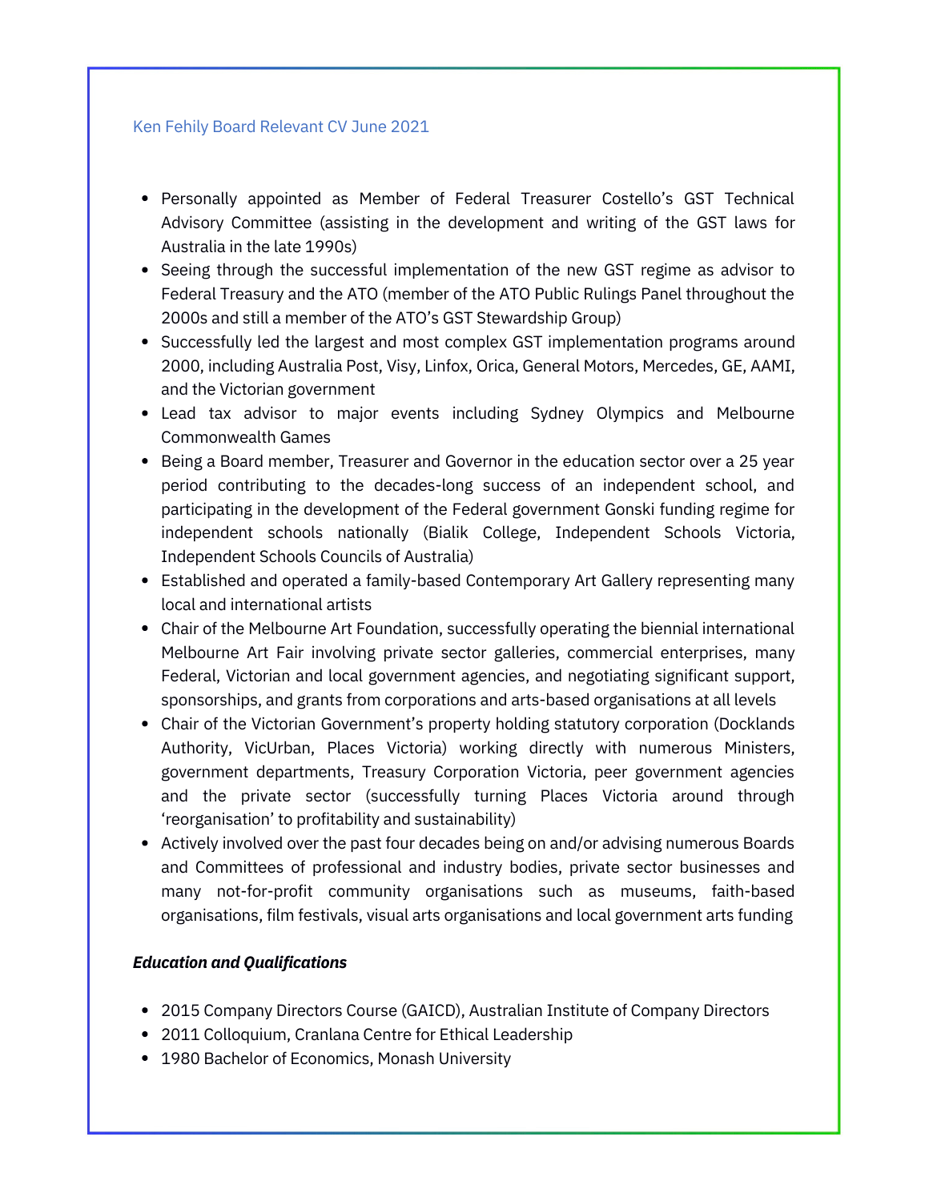Ken Fehily Board Relevant CV June 2021

- Personally appointed as Member of Federal Treasurer Costello's GST Technical Advisory Committee (assisting in the development and writing of the GST laws for Australia in the late 1990s)
- Seeing through the successful implementation of the new GST regime as advisor to Federal Treasury and the ATO (member of the ATO Public Rulings Panel throughout the 2000s and still a member of the ATO's GST Stewardship Group)
- Successfully led the largest and most complex GST implementation programs around 2000, including Australia Post, Visy, Linfox, Orica, General Motors, Mercedes, GE, AAMI, and the Victorian government
- Lead tax advisor to major events including Sydney Olympics and Melbourne Commonwealth Games
- Being a Board member, Treasurer and Governor in the education sector over a 25 year period contributing to the decades-long success of an independent school, and participating in the development of the Federal government Gonski funding regime for independent schools nationally (Bialik College, Independent Schools Victoria, Independent Schools Councils of Australia)
- Established and operated a family-based Contemporary Art Gallery representing many local and international artists
- Chair of the Melbourne Art Foundation, successfully operating the biennial international Melbourne Art Fair involving private sector galleries, commercial enterprises, many Federal, Victorian and local government agencies, and negotiating significant support, sponsorships, and grants from corporations and arts-based organisations at all levels
- Chair of the Victorian Government's property holding statutory corporation (Docklands Authority, VicUrban, Places Victoria) working directly with numerous Ministers, government departments, Treasury Corporation Victoria, peer government agencies and the private sector (successfully turning Places Victoria around through 'reorganisation' to profitability and sustainability)
- Actively involved over the past four decades being on and/or advising numerous Boards and Committees of professional and industry bodies, private sector businesses and many not-for-profit community organisations such as museums, faith-based organisations, film festivals, visual arts organisations and local government arts funding

***Education and Qualifications***

- 2015 Company Directors Course (GAICD), Australian Institute of Company Directors
- 2011 Colloquium, Cranlana Centre for Ethical Leadership
- 1980 Bachelor of Economics, Monash University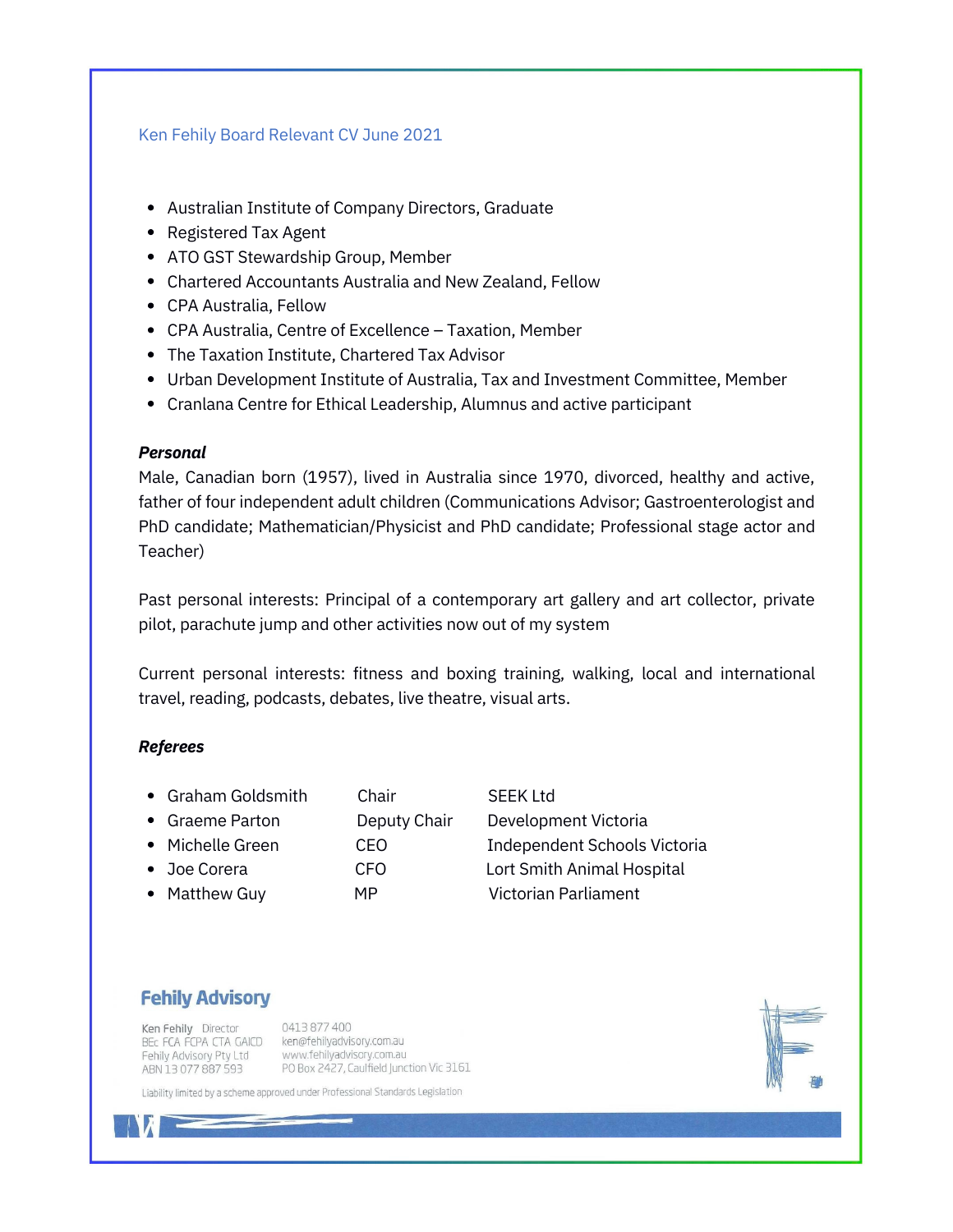Ken Fehily Board Relevant CV June 2021

- Australian Institute of Company Directors, Graduate
- Registered Tax Agent
- ATO GST Stewardship Group, Member
- Chartered Accountants Australia and New Zealand, Fellow
- CPA Australia, Fellow
- CPA Australia, Centre of Excellence – Taxation, Member
- The Taxation Institute, Chartered Tax Advisor
- Urban Development Institute of Australia, Tax and Investment Committee, Member
- Cranlana Centre for Ethical Leadership, Alumnus and active participant

***Personal***

Male, Canadian born (1957), lived in Australia since 1970, divorced, healthy and active, father of four independent adult children (Communications Advisor; Gastroenterologist and PhD candidate; Mathematician/Physicist and PhD candidate; Professional stage actor and Teacher)

Past personal interests: Principal of a contemporary art gallery and art collector, private pilot, parachute jump and other activities now out of my system

Current personal interests: fitness and boxing training, walking, local and international travel, reading, podcasts, debates, live theatre, visual arts.

***Referees***

| | | |
|---|---|---|
| Graham Goldsmith | Chair | SEEK Ltd |
| Graeme Parton | Deputy Chair | Development Victoria |
| Michelle Green | CEO | Independent Schools Victoria |
| Joe Corera | CFO | Lort Smith Animal Hospital |
| Matthew Guy | MP | Victorian Parliament |

**Fehily Advisory**

Ken Fehily Director
BEc FCA FCPA CTA GAICD
Fehily Advisory Pty Ltd
ABN 13 077 887 593

0413 877 400
ken@fehilyadvisory.com.au
www.fehilyadvisory.com.au
PO Box 2427, Caulfield Junction Vic 3161

Liability limited by a scheme approved under Professional Standards Legislation